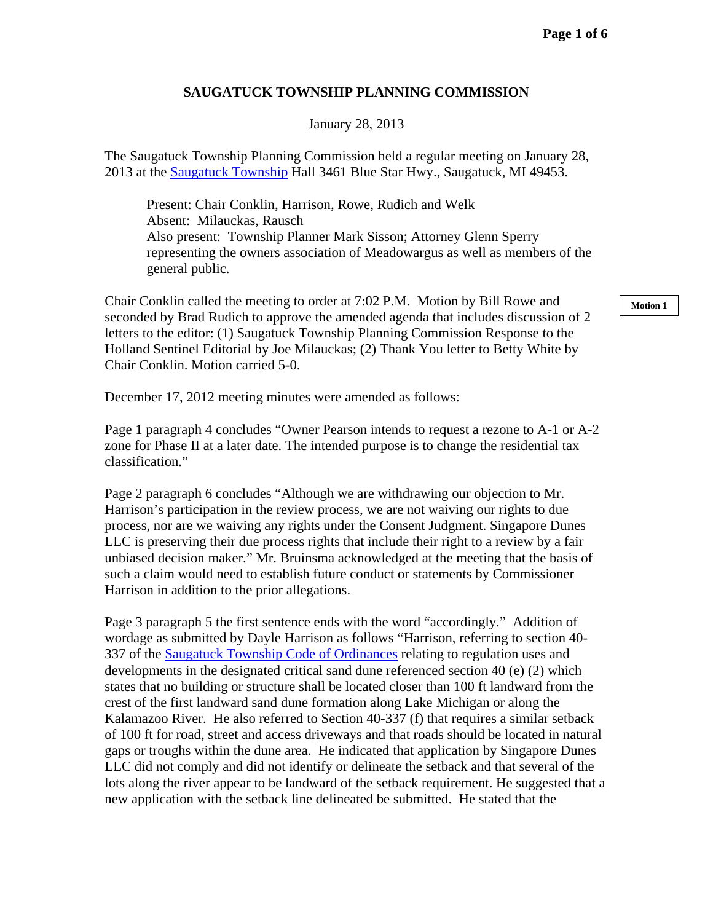# SAUGATUCK TOWNSHIP PLANNING COMMISSION

January 28, 2013

The Saugatuck Township Planning Commission held a regular meeting on January 28, 2013 at the Saugatuck Township Hall 3461 Blue Star Hwy., Saugatuck, MI 49453.

> Present: Chair Conklin, Harrison, Rowe, Rudich and Welk
> Absent: Milauckas, Rausch
> Also present: Township Planner Mark Sisson; Attorney Glenn Sperry representing the owners association of Meadowargus as well as members of the general public.

Chair Conklin called the meeting to order at 7:02 P.M. Motion by Bill Rowe and seconded by Brad Rudich to approve the amended agenda that includes discussion of 2 letters to the editor: (1) Saugatuck Township Planning Commission Response to the Holland Sentinel Editorial by Joe Milauckas; (2) Thank You letter to Betty White by Chair Conklin. Motion carried 5-0.

**Motion 1**

December 17, 2012 meeting minutes were amended as follows:

Page 1 paragraph 4 concludes "Owner Pearson intends to request a rezone to A-1 or A-2 zone for Phase II at a later date. The intended purpose is to change the residential tax classification."

Page 2 paragraph 6 concludes "Although we are withdrawing our objection to Mr. Harrison's participation in the review process, we are not waiving our rights to due process, nor are we waiving any rights under the Consent Judgment. Singapore Dunes LLC is preserving their due process rights that include their right to a review by a fair unbiased decision maker." Mr. Bruinsma acknowledged at the meeting that the basis of such a claim would need to establish future conduct or statements by Commissioner Harrison in addition to the prior allegations.

Page 3 paragraph 5 the first sentence ends with the word "accordingly." Addition of wordage as submitted by Dayle Harrison as follows "Harrison, referring to section 40-337 of the Saugatuck Township Code of Ordinances relating to regulation uses and developments in the designated critical sand dune referenced section 40 (e) (2) which states that no building or structure shall be located closer than 100 ft landward from the crest of the first landward sand dune formation along Lake Michigan or along the Kalamazoo River. He also referred to Section 40-337 (f) that requires a similar setback of 100 ft for road, street and access driveways and that roads should be located in natural gaps or troughs within the dune area. He indicated that application by Singapore Dunes LLC did not comply and did not identify or delineate the setback and that several of the lots along the river appear to be landward of the setback requirement. He suggested that a new application with the setback line delineated be submitted. He stated that the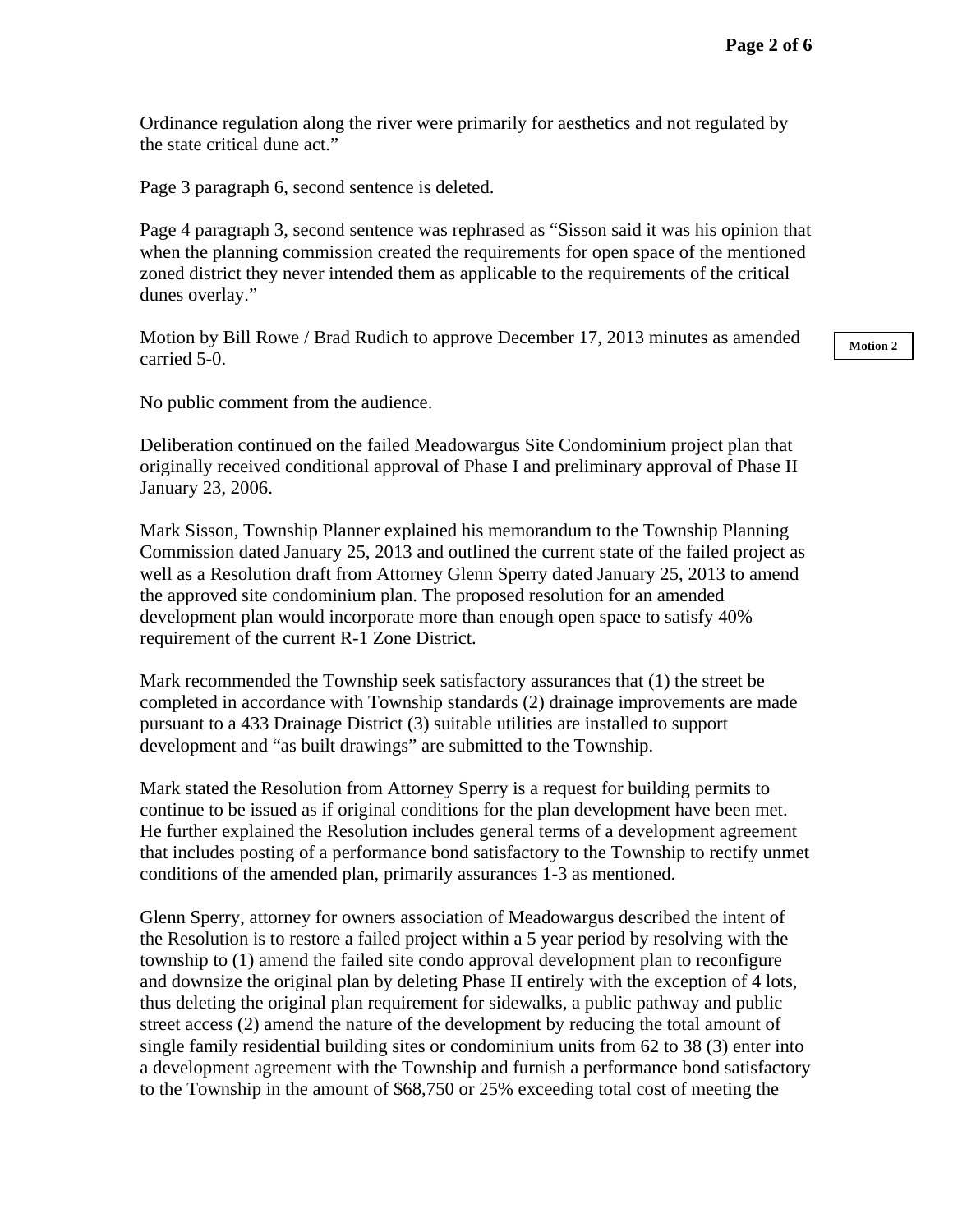Ordinance regulation along the river were primarily for aesthetics and not regulated by the state critical dune act."

Page 3 paragraph 6, second sentence is deleted.

Page 4 paragraph 3, second sentence was rephrased as "Sisson said it was his opinion that when the planning commission created the requirements for open space of the mentioned zoned district they never intended them as applicable to the requirements of the critical dunes overlay."

Motion by Bill Rowe / Brad Rudich to approve December 17, 2013 minutes as amended carried 5-0.

**Motion 2**

No public comment from the audience.

Deliberation continued on the failed Meadowargus Site Condominium project plan that originally received conditional approval of Phase I and preliminary approval of Phase II January 23, 2006.

Mark Sisson, Township Planner explained his memorandum to the Township Planning Commission dated January 25, 2013 and outlined the current state of the failed project as well as a Resolution draft from Attorney Glenn Sperry dated January 25, 2013 to amend the approved site condominium plan. The proposed resolution for an amended development plan would incorporate more than enough open space to satisfy 40% requirement of the current R-1 Zone District.

Mark recommended the Township seek satisfactory assurances that (1) the street be completed in accordance with Township standards (2) drainage improvements are made pursuant to a 433 Drainage District (3) suitable utilities are installed to support development and "as built drawings" are submitted to the Township.

Mark stated the Resolution from Attorney Sperry is a request for building permits to continue to be issued as if original conditions for the plan development have been met. He further explained the Resolution includes general terms of a development agreement that includes posting of a performance bond satisfactory to the Township to rectify unmet conditions of the amended plan, primarily assurances 1-3 as mentioned.

Glenn Sperry, attorney for owners association of Meadowargus described the intent of the Resolution is to restore a failed project within a 5 year period by resolving with the township to (1) amend the failed site condo approval development plan to reconfigure and downsize the original plan by deleting Phase II entirely with the exception of 4 lots, thus deleting the original plan requirement for sidewalks, a public pathway and public street access (2) amend the nature of the development by reducing the total amount of single family residential building sites or condominium units from 62 to 38 (3) enter into a development agreement with the Township and furnish a performance bond satisfactory to the Township in the amount of $68,750 or 25% exceeding total cost of meeting the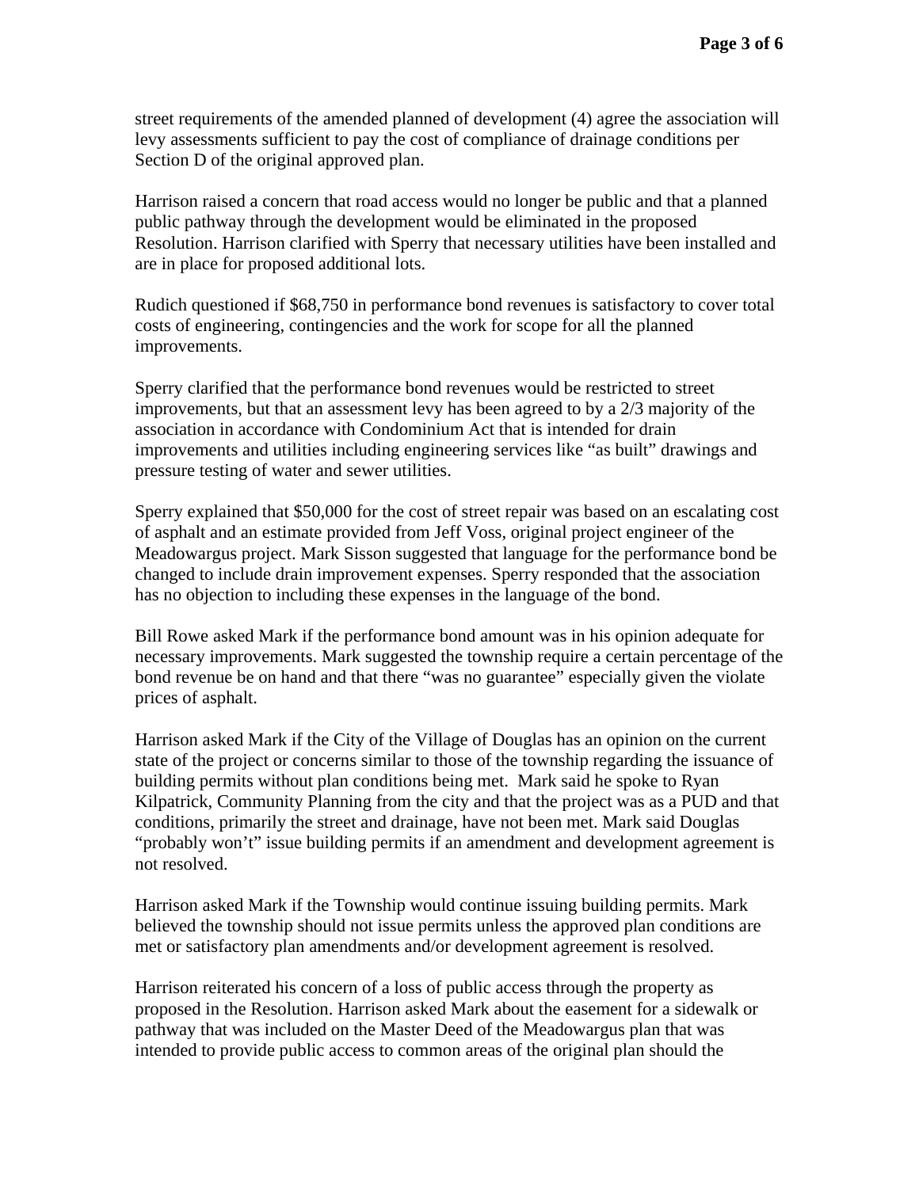street requirements of the amended planned of development (4) agree the association will levy assessments sufficient to pay the cost of compliance of drainage conditions per Section D of the original approved plan.

Harrison raised a concern that road access would no longer be public and that a planned public pathway through the development would be eliminated in the proposed Resolution. Harrison clarified with Sperry that necessary utilities have been installed and are in place for proposed additional lots.

Rudich questioned if $68,750 in performance bond revenues is satisfactory to cover total costs of engineering, contingencies and the work for scope for all the planned improvements.

Sperry clarified that the performance bond revenues would be restricted to street improvements, but that an assessment levy has been agreed to by a 2/3 majority of the association in accordance with Condominium Act that is intended for drain improvements and utilities including engineering services like "as built" drawings and pressure testing of water and sewer utilities.

Sperry explained that $50,000 for the cost of street repair was based on an escalating cost of asphalt and an estimate provided from Jeff Voss, original project engineer of the Meadowargus project. Mark Sisson suggested that language for the performance bond be changed to include drain improvement expenses. Sperry responded that the association has no objection to including these expenses in the language of the bond.

Bill Rowe asked Mark if the performance bond amount was in his opinion adequate for necessary improvements. Mark suggested the township require a certain percentage of the bond revenue be on hand and that there "was no guarantee" especially given the violate prices of asphalt.

Harrison asked Mark if the City of the Village of Douglas has an opinion on the current state of the project or concerns similar to those of the township regarding the issuance of building permits without plan conditions being met. Mark said he spoke to Ryan Kilpatrick, Community Planning from the city and that the project was as a PUD and that conditions, primarily the street and drainage, have not been met. Mark said Douglas "probably won't" issue building permits if an amendment and development agreement is not resolved.

Harrison asked Mark if the Township would continue issuing building permits. Mark believed the township should not issue permits unless the approved plan conditions are met or satisfactory plan amendments and/or development agreement is resolved.

Harrison reiterated his concern of a loss of public access through the property as proposed in the Resolution. Harrison asked Mark about the easement for a sidewalk or pathway that was included on the Master Deed of the Meadowargus plan that was intended to provide public access to common areas of the original plan should the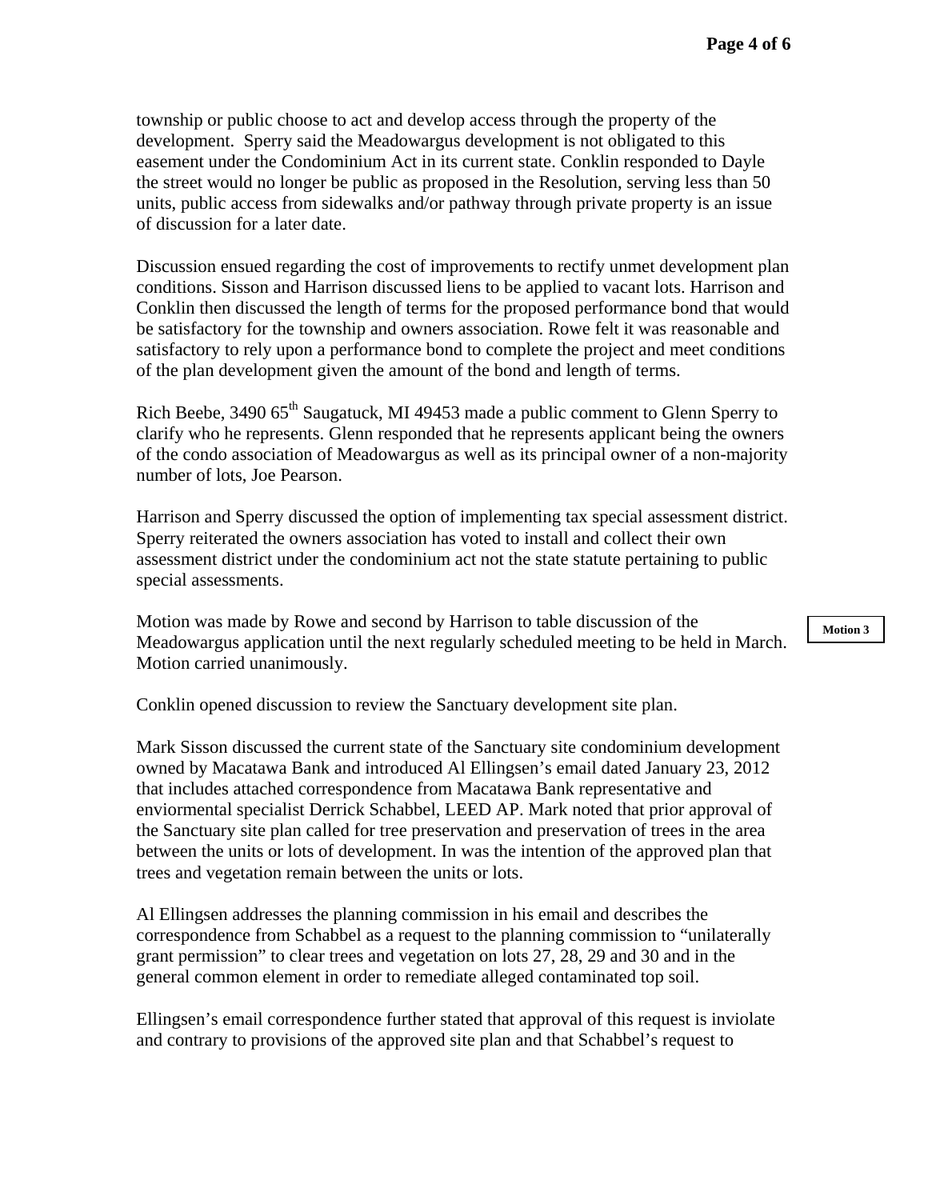township or public choose to act and develop access through the property of the development. Sperry said the Meadowargus development is not obligated to this easement under the Condominium Act in its current state. Conklin responded to Dayle the street would no longer be public as proposed in the Resolution, serving less than 50 units, public access from sidewalks and/or pathway through private property is an issue of discussion for a later date.

Discussion ensued regarding the cost of improvements to rectify unmet development plan conditions. Sisson and Harrison discussed liens to be applied to vacant lots. Harrison and Conklin then discussed the length of terms for the proposed performance bond that would be satisfactory for the township and owners association. Rowe felt it was reasonable and satisfactory to rely upon a performance bond to complete the project and meet conditions of the plan development given the amount of the bond and length of terms.

Rich Beebe, 3490 65th Saugatuck, MI 49453 made a public comment to Glenn Sperry to clarify who he represents. Glenn responded that he represents applicant being the owners of the condo association of Meadowargus as well as its principal owner of a non-majority number of lots, Joe Pearson.

Harrison and Sperry discussed the option of implementing tax special assessment district. Sperry reiterated the owners association has voted to install and collect their own assessment district under the condominium act not the state statute pertaining to public special assessments.

**Motion 3**

Motion was made by Rowe and second by Harrison to table discussion of the Meadowargus application until the next regularly scheduled meeting to be held in March. Motion carried unanimously.

Conklin opened discussion to review the Sanctuary development site plan.

Mark Sisson discussed the current state of the Sanctuary site condominium development owned by Macatawa Bank and introduced Al Ellingsen's email dated January 23, 2012 that includes attached correspondence from Macatawa Bank representative and enviormental specialist Derrick Schabbel, LEED AP. Mark noted that prior approval of the Sanctuary site plan called for tree preservation and preservation of trees in the area between the units or lots of development. In was the intention of the approved plan that trees and vegetation remain between the units or lots.

Al Ellingsen addresses the planning commission in his email and describes the correspondence from Schabbel as a request to the planning commission to "unilaterally grant permission" to clear trees and vegetation on lots 27, 28, 29 and 30 and in the general common element in order to remediate alleged contaminated top soil.

Ellingsen's email correspondence further stated that approval of this request is inviolate and contrary to provisions of the approved site plan and that Schabbel's request to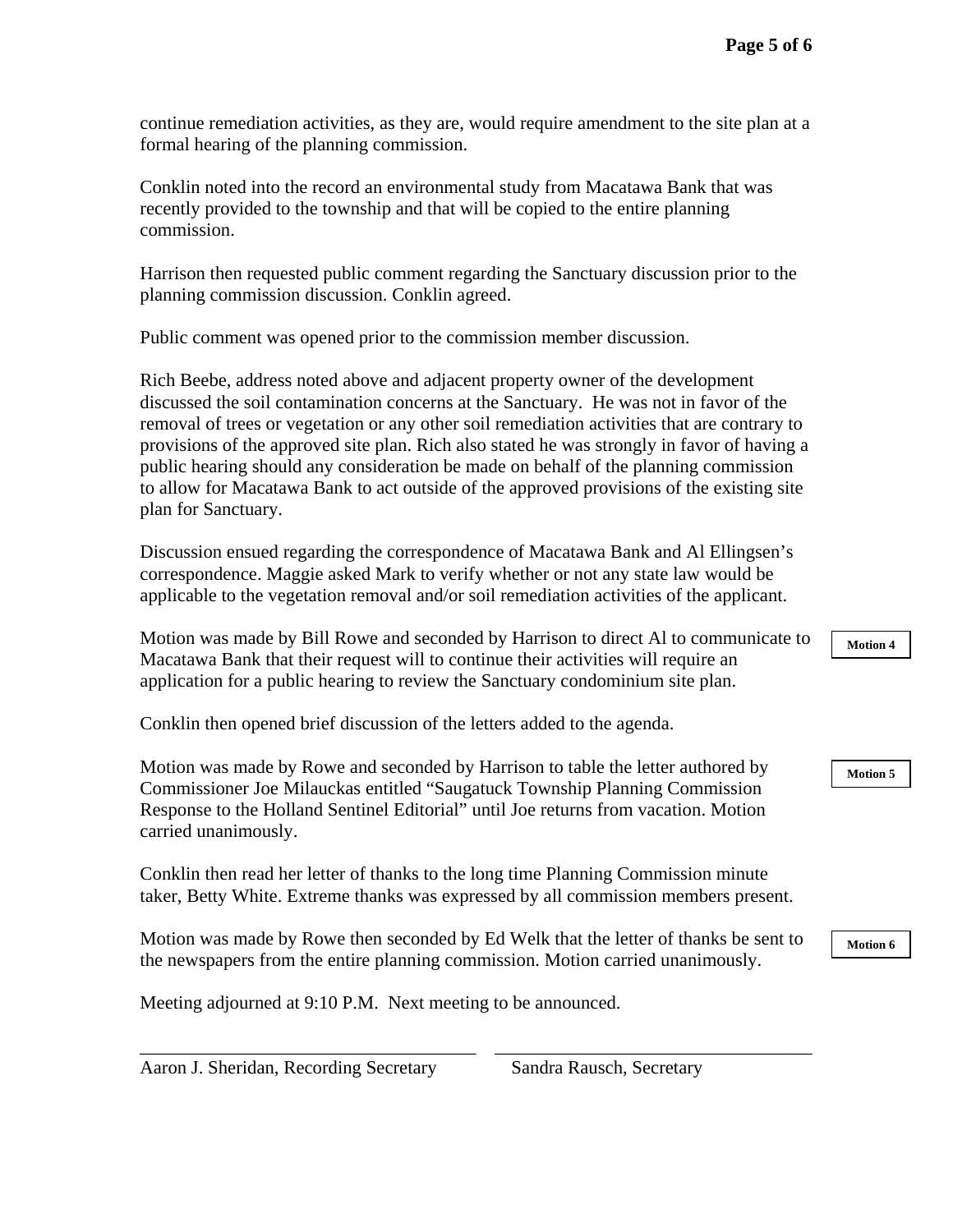continue remediation activities, as they are, would require amendment to the site plan at a formal hearing of the planning commission.

Conklin noted into the record an environmental study from Macatawa Bank that was recently provided to the township and that will be copied to the entire planning commission.

Harrison then requested public comment regarding the Sanctuary discussion prior to the planning commission discussion. Conklin agreed.

Public comment was opened prior to the commission member discussion.

Rich Beebe, address noted above and adjacent property owner of the development discussed the soil contamination concerns at the Sanctuary. He was not in favor of the removal of trees or vegetation or any other soil remediation activities that are contrary to provisions of the approved site plan. Rich also stated he was strongly in favor of having a public hearing should any consideration be made on behalf of the planning commission to allow for Macatawa Bank to act outside of the approved provisions of the existing site plan for Sanctuary.

Discussion ensued regarding the correspondence of Macatawa Bank and Al Ellingsen's correspondence. Maggie asked Mark to verify whether or not any state law would be applicable to the vegetation removal and/or soil remediation activities of the applicant.

**Motion 4**

Motion was made by Bill Rowe and seconded by Harrison to direct Al to communicate to Macatawa Bank that their request will to continue their activities will require an application for a public hearing to review the Sanctuary condominium site plan.

Conklin then opened brief discussion of the letters added to the agenda.

**Motion 5**

Motion was made by Rowe and seconded by Harrison to table the letter authored by Commissioner Joe Milauckas entitled "Saugatuck Township Planning Commission Response to the Holland Sentinel Editorial" until Joe returns from vacation. Motion carried unanimously.

Conklin then read her letter of thanks to the long time Planning Commission minute taker, Betty White. Extreme thanks was expressed by all commission members present.

**Motion 6**

Motion was made by Rowe then seconded by Ed Welk that the letter of thanks be sent to the newspapers from the entire planning commission. Motion carried unanimously.

Meeting adjourned at 9:10 P.M. Next meeting to be announced.

\_\_\_\_\_\_\_\_\_\_\_\_\_\_\_\_\_\_\_\_\_\_\_\_\_\_\_\_\_\_\_\_\_\_\_\_ \_\_\_\_\_\_\_\_\_\_\_\_\_\_\_\_\_\_\_\_\_\_\_\_\_\_\_\_\_\_\_\_\_\_\_\_

Aaron J. Sheridan, Recording Secretary     Sandra Rausch, Secretary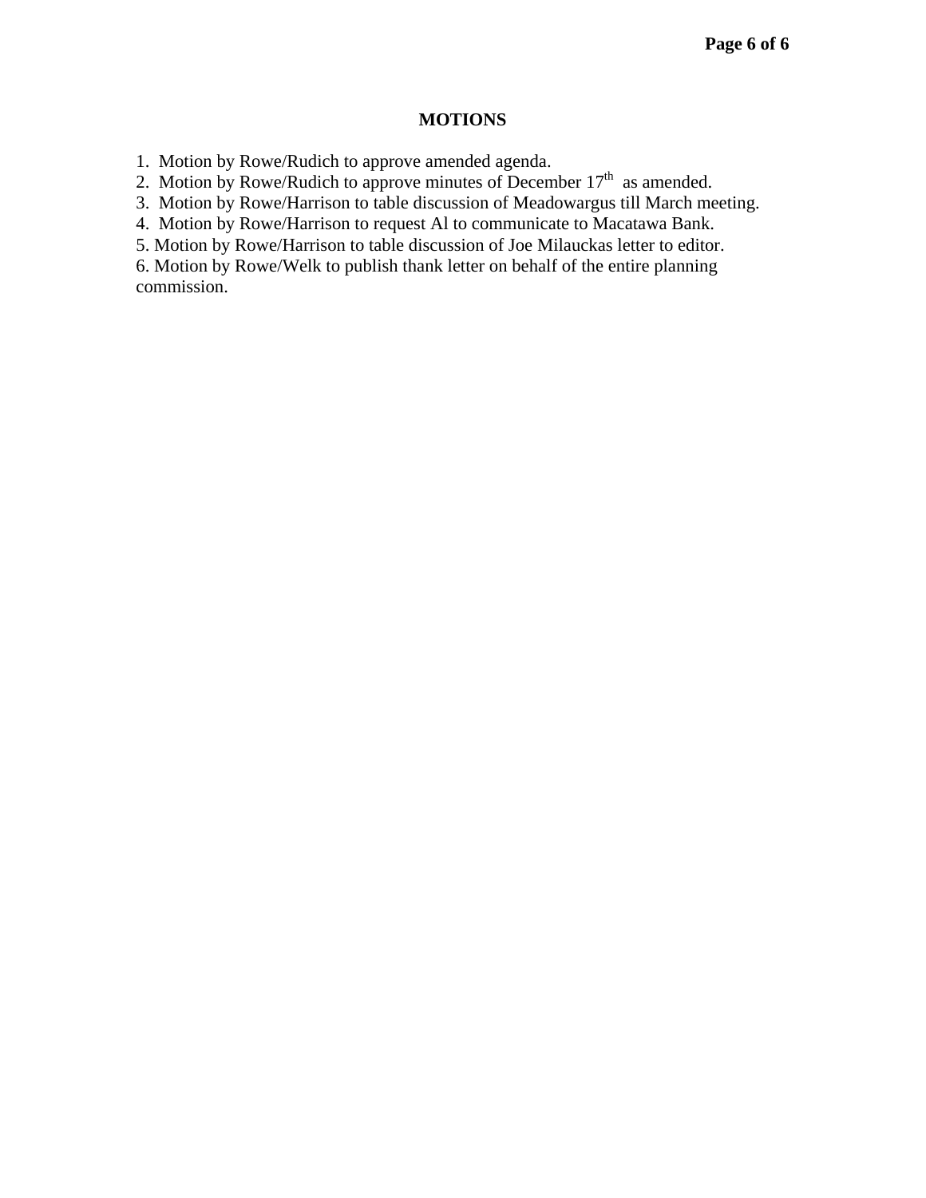## MOTIONS

1. Motion by Rowe/Rudich to approve amended agenda.
2. Motion by Rowe/Rudich to approve minutes of December 17th as amended.
3. Motion by Rowe/Harrison to table discussion of Meadowargus till March meeting.
4. Motion by Rowe/Harrison to request Al to communicate to Macatawa Bank.
5. Motion by Rowe/Harrison to table discussion of Joe Milauckas letter to editor.
6. Motion by Rowe/Welk to publish thank letter on behalf of the entire planning commission.